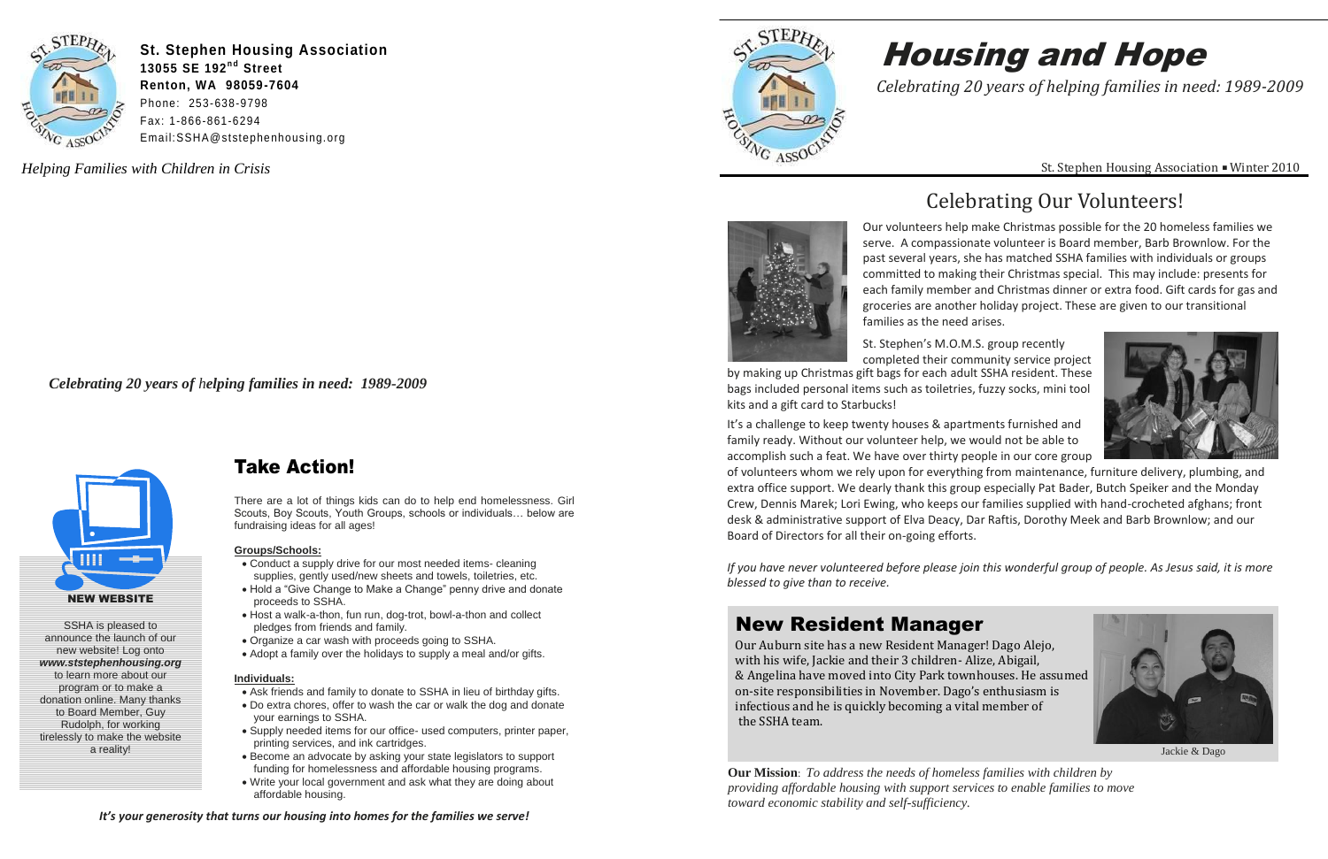**St. Stephen Housing Association**
**13055 SE 192nd Street**
**Renton, WA 98059-7604**
Phone: 253-638-9798
Fax: 1-866-861-6294
Email:SSHA@ststephenhousing.org

*Helping Families with Children in Crisis*

*Celebrating 20 years of helping families in need: 1989-2009*

**NEW WEBSITE**

SSHA is pleased to announce the launch of our new website! Log onto ***www.ststephenhousing.org*** to learn more about our program or to make a donation online. Many thanks to Board Member, Guy Rudolph, for working tirelessly to make the website a reality!

## Take Action!

There are a lot of things kids can do to help end homelessness. Girl Scouts, Boy Scouts, Youth Groups, schools or individuals… below are fundraising ideas for all ages!

**Groups/Schools:**

- Conduct a supply drive for our most needed items- cleaning supplies, gently used/new sheets and towels, toiletries, etc.
- Hold a "Give Change to Make a Change" penny drive and donate proceeds to SSHA.
- Host a walk-a-thon, fun run, dog-trot, bowl-a-thon and collect pledges from friends and family.
- Organize a car wash with proceeds going to SSHA.
- Adopt a family over the holidays to supply a meal and/or gifts.

**Individuals:**

- Ask friends and family to donate to SSHA in lieu of birthday gifts.
- Do extra chores, offer to wash the car or walk the dog and donate your earnings to SSHA.
- Supply needed items for our office- used computers, printer paper, printing services, and ink cartridges.
- Become an advocate by asking your state legislators to support funding for homelessness and affordable housing programs.
- Write your local government and ask what they are doing about affordable housing.

***It's your generosity that turns our housing into homes for the families we serve!***

# Housing and Hope

*Celebrating 20 years of helping families in need: 1989-2009*

St. Stephen Housing Association ▪ Winter 2010

## Celebrating Our Volunteers!

Our volunteers help make Christmas possible for the 20 homeless families we serve. A compassionate volunteer is Board member, Barb Brownlow. For the past several years, she has matched SSHA families with individuals or groups committed to making their Christmas special. This may include: presents for each family member and Christmas dinner or extra food. Gift cards for gas and groceries are another holiday project. These are given to our transitional families as the need arises.

St. Stephen's M.O.M.S. group recently completed their community service project by making up Christmas gift bags for each adult SSHA resident. These bags included personal items such as toiletries, fuzzy socks, mini tool kits and a gift card to Starbucks!

It's a challenge to keep twenty houses & apartments furnished and family ready. Without our volunteer help, we would not be able to accomplish such a feat. We have over thirty people in our core group of volunteers whom we rely upon for everything from maintenance, furniture delivery, plumbing, and extra office support. We dearly thank this group especially Pat Bader, Butch Speiker and the Monday Crew, Dennis Marek; Lori Ewing, who keeps our families supplied with hand-crocheted afghans; front desk & administrative support of Elva Deacy, Dar Raftis, Dorothy Meek and Barb Brownlow; and our Board of Directors for all their on-going efforts.

*If you have never volunteered before please join this wonderful group of people. As Jesus said, it is more blessed to give than to receive.*

## New Resident Manager

Our Auburn site has a new Resident Manager! Dago Alejo, with his wife, Jackie and their 3 children- Alize, Abigail, & Angelina have moved into City Park townhouses. He assumed on-site responsibilities in November. Dago's enthusiasm is infectious and he is quickly becoming a vital member of the SSHA team.

Jackie & Dago

**Our Mission**: *To address the needs of homeless families with children by providing affordable housing with support services to enable families to move toward economic stability and self-sufficiency.*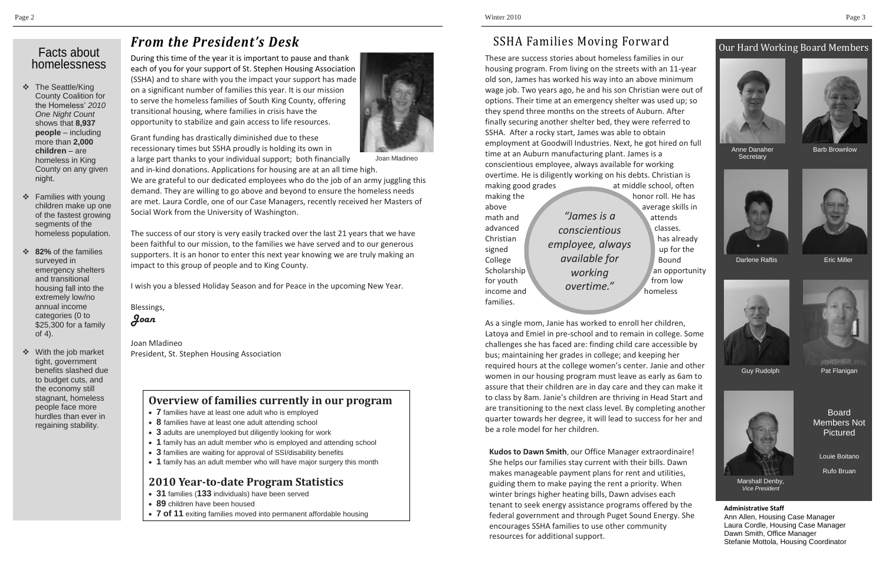## Facts about homelessness

- The Seattle/King County Coalition for the Homeless' *2010 One Night Count* shows that **8,937 people** – including more than **2,000 children** – are homeless in King County on any given night.
- Families with young children make up one of the fastest growing segments of the homeless population.
- **82%** of the families surveyed in emergency shelters and transitional housing fall into the extremely low/no annual income categories (0 to $25,300 for a family of 4).
- With the job market tight, government benefits slashed due to budget cuts, and the economy still stagnant, homeless people face more hurdles than ever in regaining stability.

# *From the President's Desk*

During this time of the year it is important to pause and thank each of you for your support of St. Stephen Housing Association (SSHA) and to share with you the impact your support has made on a significant number of families this year. It is our mission to serve the homeless families of South King County, offering transitional housing, where families in crisis have the opportunity to stabilize and gain access to life resources.

Joan Mladineo

Grant funding has drastically diminished due to these recessionary times but SSHA proudly is holding its own in a large part thanks to your individual support; both financially and in-kind donations. Applications for housing are at an all time high.

We are grateful to our dedicated employees who do the job of an army juggling this demand. They are willing to go above and beyond to ensure the homeless needs are met. Laura Cordle, one of our Case Managers, recently received her Masters of Social Work from the University of Washington.

The success of our story is very easily tracked over the last 21 years that we have been faithful to our mission, to the families we have served and to our generous supporters. It is an honor to enter this next year knowing we are truly making an impact to this group of people and to King County.

I wish you a blessed Holiday Season and for Peace in the upcoming New Year.

Blessings,

*Joan*

Joan Mladineo
President, St. Stephen Housing Association

## Overview of families currently in our program

- **7** families have at least one adult who is employed
- **8** families have at least one adult attending school
- **3** adults are unemployed but diligently looking for work
- **1** family has an adult member who is employed and attending school
- **3** families are waiting for approval of SSI/disability benefits
- **1** family has an adult member who will have major surgery this month

## 2010 Year-to-date Program Statistics

- **31** families (**133** individuals) have been served
- **89** children have been housed
- **7 of 11** exiting families moved into permanent affordable housing

## SSHA Families Moving Forward

These are success stories about homeless families in our housing program. From living on the streets with an 11-year old son, James has worked his way into an above minimum wage job. Two years ago, he and his son Christian were out of options. Their time at an emergency shelter was used up; so they spend three months on the streets of Auburn. After finally securing another shelter bed, they were referred to SSHA. After a rocky start, James was able to obtain employment at Goodwill Industries. Next, he got hired on full time at an Auburn manufacturing plant. James is a conscientious employee, always available for working overtime. He is diligently working on his debts. Christian is making good grades at middle school, often making the honor roll. He has above average skills in math and attends advanced classes. Christian has already signed up for the College Bound Scholarship an opportunity for youth from low income and homeless families.

*"James is a conscientious employee, always available for working overtime."*

As a single mom, Janie has worked to enroll her children, Latoya and Emiel in pre-school and to remain in college. Some challenges she has faced are: finding child care accessible by bus; maintaining her grades in college; and keeping her required hours at the college women's center. Janie and other women in our housing program must leave as early as 6am to assure that their children are in day care and they can make it to class by 8am. Janie's children are thriving in Head Start and are transitioning to the next class level. By completing another quarter towards her degree, it will lead to success for her and be a role model for her children.

**Kudos to Dawn Smith**, our Office Manager extraordinaire! She helps our families stay current with their bills. Dawn makes manageable payment plans for rent and utilities, guiding them to make paying the rent a priority. When winter brings higher heating bills, Dawn advises each tenant to seek energy assistance programs offered by the federal government and through Puget Sound Energy. She encourages SSHA families to use other community resources for additional support.

## Our Hard Working Board Members

Anne Danaher, Secretary

Barb Brownlow

Darlene Raftis

Eric Miller

Guy Rudolph

Pat Flanigan

Marshall Denby, *Vice President*

Board Members Not Pictured

Louie Boitano

Rufo Bruan

**Administrative Staff**

Ann Allen, Housing Case Manager
Laura Cordle, Housing Case Manager
Dawn Smith, Office Manager
Stefanie Mottola, Housing Coordinator